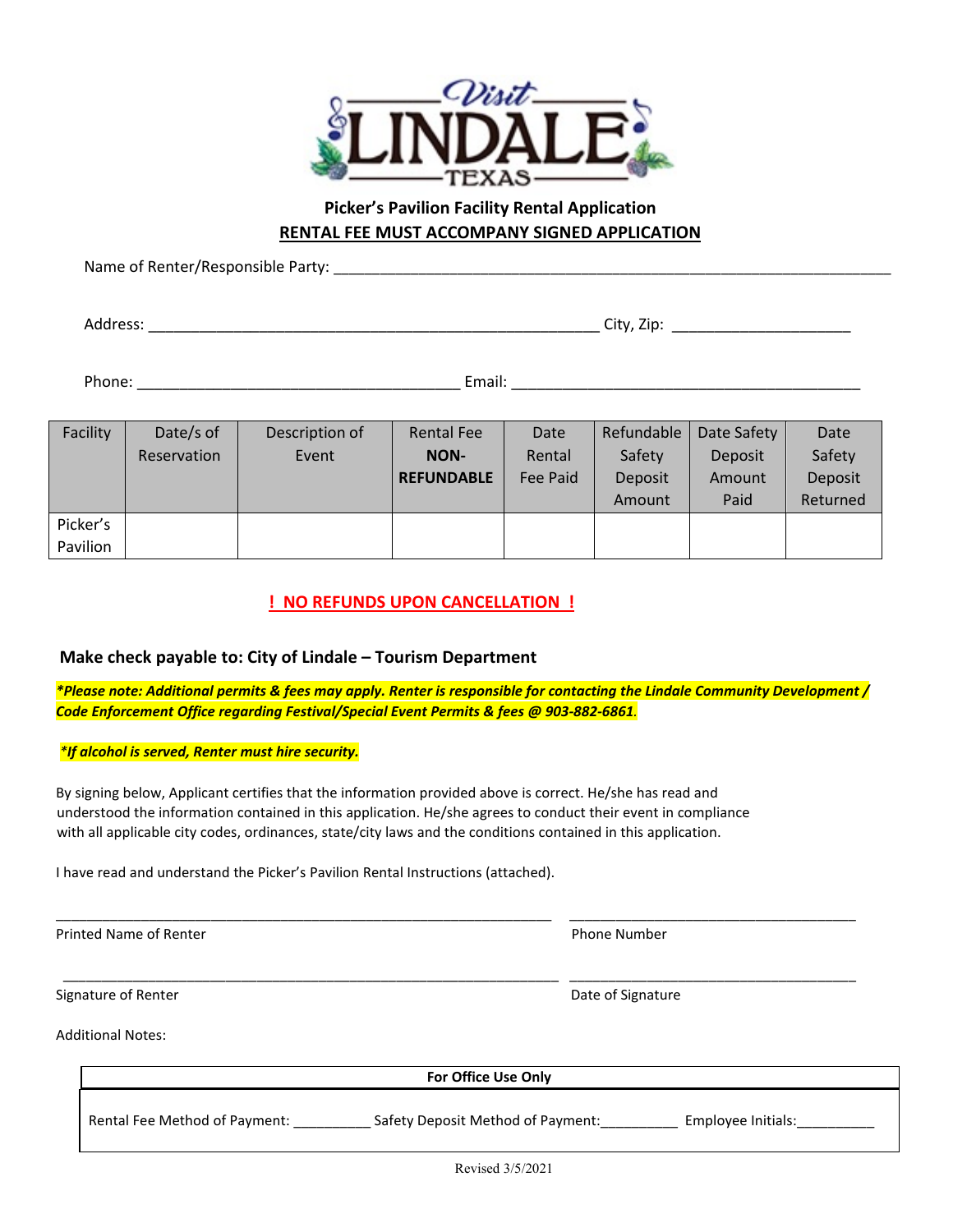Visit LINDALE TEXAS

## Picker's Pavilion Facility Rental Application

**RENTAL FEE MUST ACCOMPANY SIGNED APPLICATION**

Name of Renter/Responsible Party: ___________________________________________________________________

Address: _______________________________________________________ City, Zip: _____________________

Phone: ______________________________________ Email: __________________________________________

| Facility | Date/s of Reservation | Description of Event | Rental Fee **NON-REFUNDABLE** | Date Rental Fee Paid | Refundable Safety Deposit Amount | Date Safety Deposit Amount Paid | Date Safety Deposit Returned |
|---|---|---|---|---|---|---|---|
| Picker's Pavilion | | | | | | | |

**! NO REFUNDS UPON CANCELLATION !**

**Make check payable to: City of Lindale – Tourism Department**

***Please note: Additional permits & fees may apply. Renter is responsible for contacting the Lindale Community Development / Code Enforcement Office regarding Festival/Special Event Permits & fees @ 903-882-6861.***

***If alcohol is served, Renter must hire security.***

By signing below, Applicant certifies that the information provided above is correct. He/she has read and understood the information contained in this application. He/she agrees to conduct their event in compliance with all applicable city codes, ordinances, state/city laws and the conditions contained in this application.

I have read and understand the Picker's Pavilion Rental Instructions (attached).

_______________________________________________ ______________________________

Printed Name of Renter Phone Number

_______________________________________________ ______________________________

Signature of Renter Date of Signature

Additional Notes:

| **For Office Use Only** |
|---|
| Rental Fee Method of Payment: __________ Safety Deposit Method of Payment:__________ Employee Initials:__________ |

Revised 3/5/2021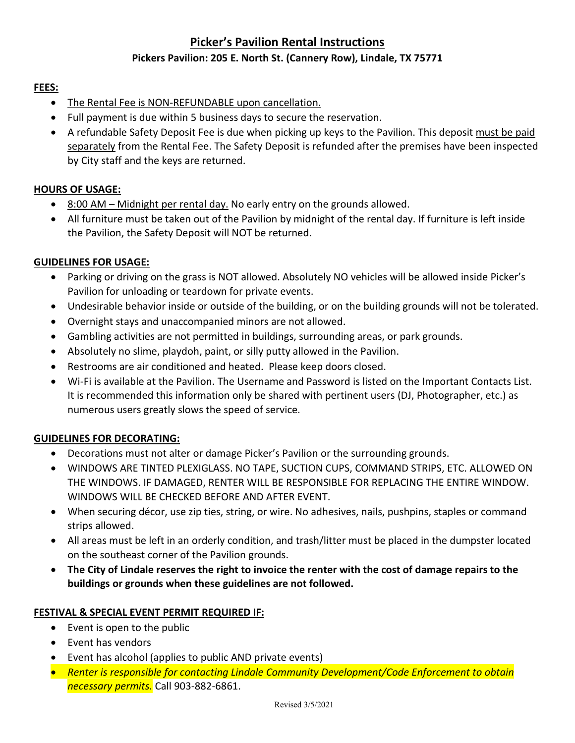# Picker's Pavilion Rental Instructions

**Pickers Pavilion: 205 E. North St. (Cannery Row), Lindale, TX 75771**

## FEES:

- The Rental Fee is NON-REFUNDABLE upon cancellation.
- Full payment is due within 5 business days to secure the reservation.
- A refundable Safety Deposit Fee is due when picking up keys to the Pavilion. This deposit must be paid separately from the Rental Fee. The Safety Deposit is refunded after the premises have been inspected by City staff and the keys are returned.

## HOURS OF USAGE:

- 8:00 AM – Midnight per rental day. No early entry on the grounds allowed.
- All furniture must be taken out of the Pavilion by midnight of the rental day. If furniture is left inside the Pavilion, the Safety Deposit will NOT be returned.

## GUIDELINES FOR USAGE:

- Parking or driving on the grass is NOT allowed. Absolutely NO vehicles will be allowed inside Picker's Pavilion for unloading or teardown for private events.
- Undesirable behavior inside or outside of the building, or on the building grounds will not be tolerated.
- Overnight stays and unaccompanied minors are not allowed.
- Gambling activities are not permitted in buildings, surrounding areas, or park grounds.
- Absolutely no slime, playdoh, paint, or silly putty allowed in the Pavilion.
- Restrooms are air conditioned and heated. Please keep doors closed.
- Wi-Fi is available at the Pavilion. The Username and Password is listed on the Important Contacts List. It is recommended this information only be shared with pertinent users (DJ, Photographer, etc.) as numerous users greatly slows the speed of service.

## GUIDELINES FOR DECORATING:

- Decorations must not alter or damage Picker's Pavilion or the surrounding grounds.
- WINDOWS ARE TINTED PLEXIGLASS. NO TAPE, SUCTION CUPS, COMMAND STRIPS, ETC. ALLOWED ON THE WINDOWS. IF DAMAGED, RENTER WILL BE RESPONSIBLE FOR REPLACING THE ENTIRE WINDOW. WINDOWS WILL BE CHECKED BEFORE AND AFTER EVENT.
- When securing décor, use zip ties, string, or wire. No adhesives, nails, pushpins, staples or command strips allowed.
- All areas must be left in an orderly condition, and trash/litter must be placed in the dumpster located on the southeast corner of the Pavilion grounds.
- **The City of Lindale reserves the right to invoice the renter with the cost of damage repairs to the buildings or grounds when these guidelines are not followed.**

## FESTIVAL & SPECIAL EVENT PERMIT REQUIRED IF:

- Event is open to the public
- Event has vendors
- Event has alcohol (applies to public AND private events)
- *Renter is responsible for contacting Lindale Community Development/Code Enforcement to obtain necessary permits.* Call 903-882-6861.

Revised 3/5/2021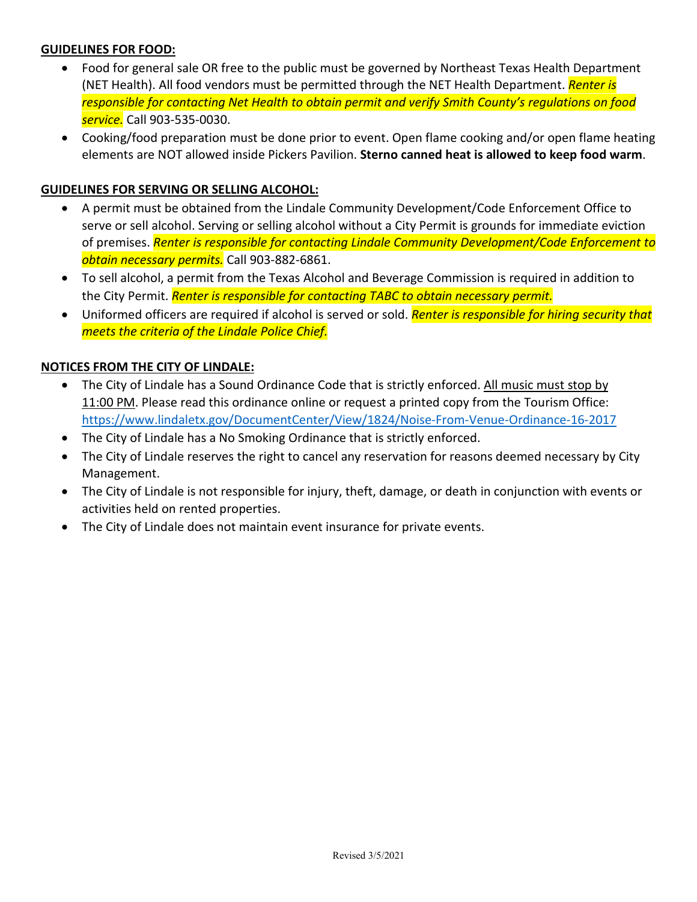**GUIDELINES FOR FOOD:**

- Food for general sale OR free to the public must be governed by Northeast Texas Health Department (NET Health). All food vendors must be permitted through the NET Health Department. *Renter is responsible for contacting Net Health to obtain permit and verify Smith County's regulations on food service.* Call 903-535-0030.
- Cooking/food preparation must be done prior to event. Open flame cooking and/or open flame heating elements are NOT allowed inside Pickers Pavilion. **Sterno canned heat is allowed to keep food warm**.

**GUIDELINES FOR SERVING OR SELLING ALCOHOL:**

- A permit must be obtained from the Lindale Community Development/Code Enforcement Office to serve or sell alcohol. Serving or selling alcohol without a City Permit is grounds for immediate eviction of premises. *Renter is responsible for contacting Lindale Community Development/Code Enforcement to obtain necessary permits.* Call 903-882-6861.
- To sell alcohol, a permit from the Texas Alcohol and Beverage Commission is required in addition to the City Permit. *Renter is responsible for contacting TABC to obtain necessary permit.*
- Uniformed officers are required if alcohol is served or sold. *Renter is responsible for hiring security that meets the criteria of the Lindale Police Chief.*

**NOTICES FROM THE CITY OF LINDALE:**

- The City of Lindale has a Sound Ordinance Code that is strictly enforced. All music must stop by 11:00 PM. Please read this ordinance online or request a printed copy from the Tourism Office: https://www.lindaletx.gov/DocumentCenter/View/1824/Noise-From-Venue-Ordinance-16-2017
- The City of Lindale has a No Smoking Ordinance that is strictly enforced.
- The City of Lindale reserves the right to cancel any reservation for reasons deemed necessary by City Management.
- The City of Lindale is not responsible for injury, theft, damage, or death in conjunction with events or activities held on rented properties.
- The City of Lindale does not maintain event insurance for private events.

Revised 3/5/2021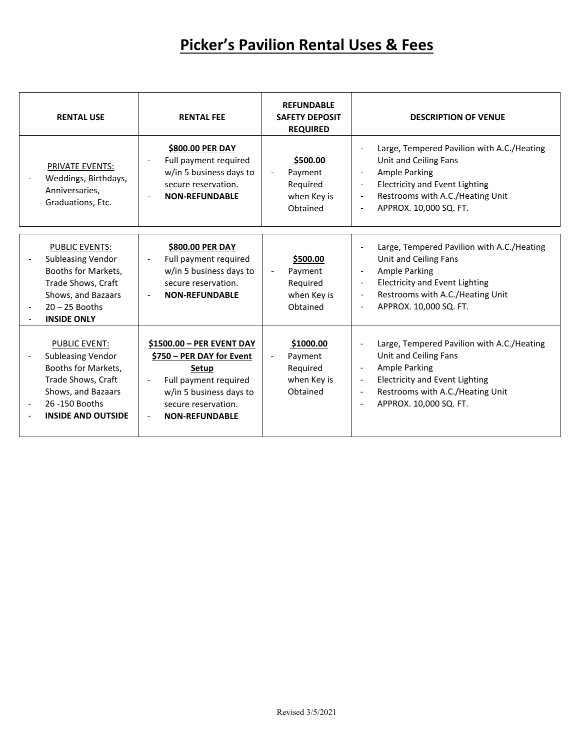# Picker's Pavilion Rental Uses & Fees

| RENTAL USE | RENTAL FEE | REFUNDABLE SAFETY DEPOSIT REQUIRED | DESCRIPTION OF VENUE |
|---|---|---|---|
| PRIVATE EVENTS:<br>- Weddings, Birthdays, Anniversaries, Graduations, Etc. | **$800.00 PER DAY**<br>- Full payment required w/in 5 business days to secure reservation.<br>- **NON-REFUNDABLE** | **$500.00**<br>- Payment Required when Key is Obtained | - Large, Tempered Pavilion with A.C./Heating Unit and Ceiling Fans<br>- Ample Parking<br>- Electricity and Event Lighting<br>- Restrooms with A.C./Heating Unit<br>- APPROX. 10,000 SQ. FT. |
| PUBLIC EVENTS:<br>- Subleasing Vendor Booths for Markets, Trade Shows, Craft Shows, and Bazaars<br>- 20 – 25 Booths<br>- **INSIDE ONLY** | **$800.00 PER DAY**<br>- Full payment required w/in 5 business days to secure reservation.<br>- **NON-REFUNDABLE** | **$500.00**<br>- Payment Required when Key is Obtained | - Large, Tempered Pavilion with A.C./Heating Unit and Ceiling Fans<br>- Ample Parking<br>- Electricity and Event Lighting<br>- Restrooms with A.C./Heating Unit<br>- APPROX. 10,000 SQ. FT. |
| PUBLIC EVENT:<br>- Subleasing Vendor Booths for Markets, Trade Shows, Craft Shows, and Bazaars<br>- 26 -150 Booths<br>- **INSIDE AND OUTSIDE** | **$1500.00 – PER EVENT DAY**<br>**$750 – PER DAY for Event Setup**<br>- Full payment required w/in 5 business days to secure reservation.<br>- **NON-REFUNDABLE** | **$1000.00**<br>- Payment Required when Key is Obtained | - Large, Tempered Pavilion with A.C./Heating Unit and Ceiling Fans<br>- Ample Parking<br>- Electricity and Event Lighting<br>- Restrooms with A.C./Heating Unit<br>- APPROX. 10,000 SQ. FT. |

Revised 3/5/2021